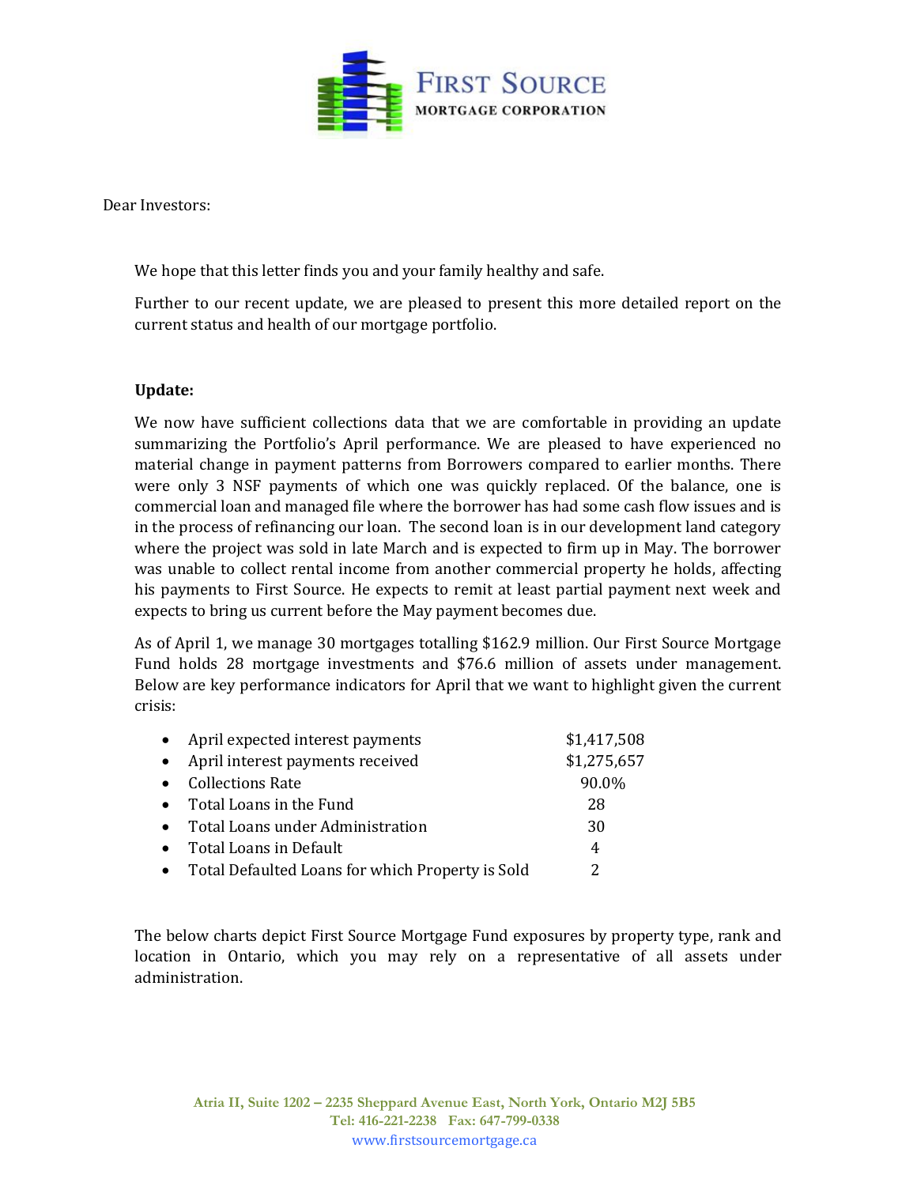**FIRST SOURCE**
**MORTGAGE CORPORATION**

Dear Investors:

We hope that this letter finds you and your family healthy and safe.

Further to our recent update, we are pleased to present this more detailed report on the current status and health of our mortgage portfolio.

**Update:**

We now have sufficient collections data that we are comfortable in providing an update summarizing the Portfolio's April performance. We are pleased to have experienced no material change in payment patterns from Borrowers compared to earlier months. There were only 3 NSF payments of which one was quickly replaced. Of the balance, one is commercial loan and managed file where the borrower has had some cash flow issues and is in the process of refinancing our loan. The second loan is in our development land category where the project was sold in late March and is expected to firm up in May. The borrower was unable to collect rental income from another commercial property he holds, affecting his payments to First Source. He expects to remit at least partial payment next week and expects to bring us current before the May payment becomes due.

As of April 1, we manage 30 mortgages totalling $162.9 million. Our First Source Mortgage Fund holds 28 mortgage investments and $76.6 million of assets under management. Below are key performance indicators for April that we want to highlight given the current crisis:

- April expected interest payments — $1,417,508
- April interest payments received — $1,275,657
- Collections Rate — 90.0%
- Total Loans in the Fund — 28
- Total Loans under Administration — 30
- Total Loans in Default — 4
- Total Defaulted Loans for which Property is Sold — 2

The below charts depict First Source Mortgage Fund exposures by property type, rank and location in Ontario, which you may rely on a representative of all assets under administration.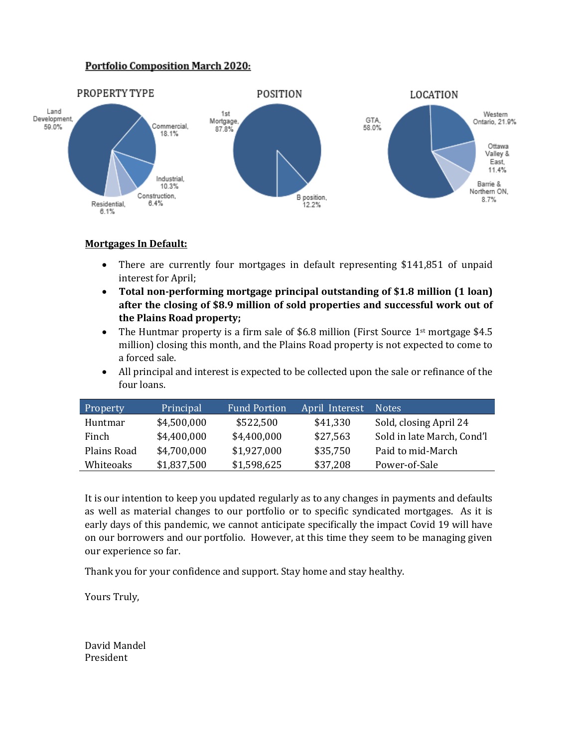**Portfolio Composition March 2020:**

PROPERTY TYPE

Land Development, 59.0%

Commercial, 18.1%

Industrial, 10.3%

Construction, 6.4%

Residential, 6.1%

POSITION

1st Mortgage, 87.8%

B position, 12.2%

LOCATION

GTA, 58.0%

Western Ontario, 21.9%

Ottawa Valley & East, 11.4%

Barrie & Northern ON, 8.7%

**Mortgages In Default:**

- There are currently four mortgages in default representing $141,851 of unpaid interest for April;
- **Total non-performing mortgage principal outstanding of $1.8 million (1 loan) after the closing of $8.9 million of sold properties and successful work out of the Plains Road property;**
- The Huntmar property is a firm sale of $6.8 million (First Source 1st mortgage $4.5 million) closing this month, and the Plains Road property is not expected to come to a forced sale.
- All principal and interest is expected to be collected upon the sale or refinance of the four loans.

| Property | Principal | Fund Portion | April Interest | Notes |
|---|---|---|---|---|
| Huntmar | $4,500,000 | $522,500 | $41,330 | Sold, closing April 24 |
| Finch | $4,400,000 | $4,400,000 | $27,563 | Sold in late March, Cond'l |
| Plains Road | $4,700,000 | $1,927,000 | $35,750 | Paid to mid-March |
| Whiteoaks | $1,837,500 | $1,598,625 | $37,208 | Power-of-Sale |

It is our intention to keep you updated regularly as to any changes in payments and defaults as well as material changes to our portfolio or to specific syndicated mortgages. As it is early days of this pandemic, we cannot anticipate specifically the impact Covid 19 will have on our borrowers and our portfolio. However, at this time they seem to be managing given our experience so far.

Thank you for your confidence and support. Stay home and stay healthy.

Yours Truly,

David Mandel
President